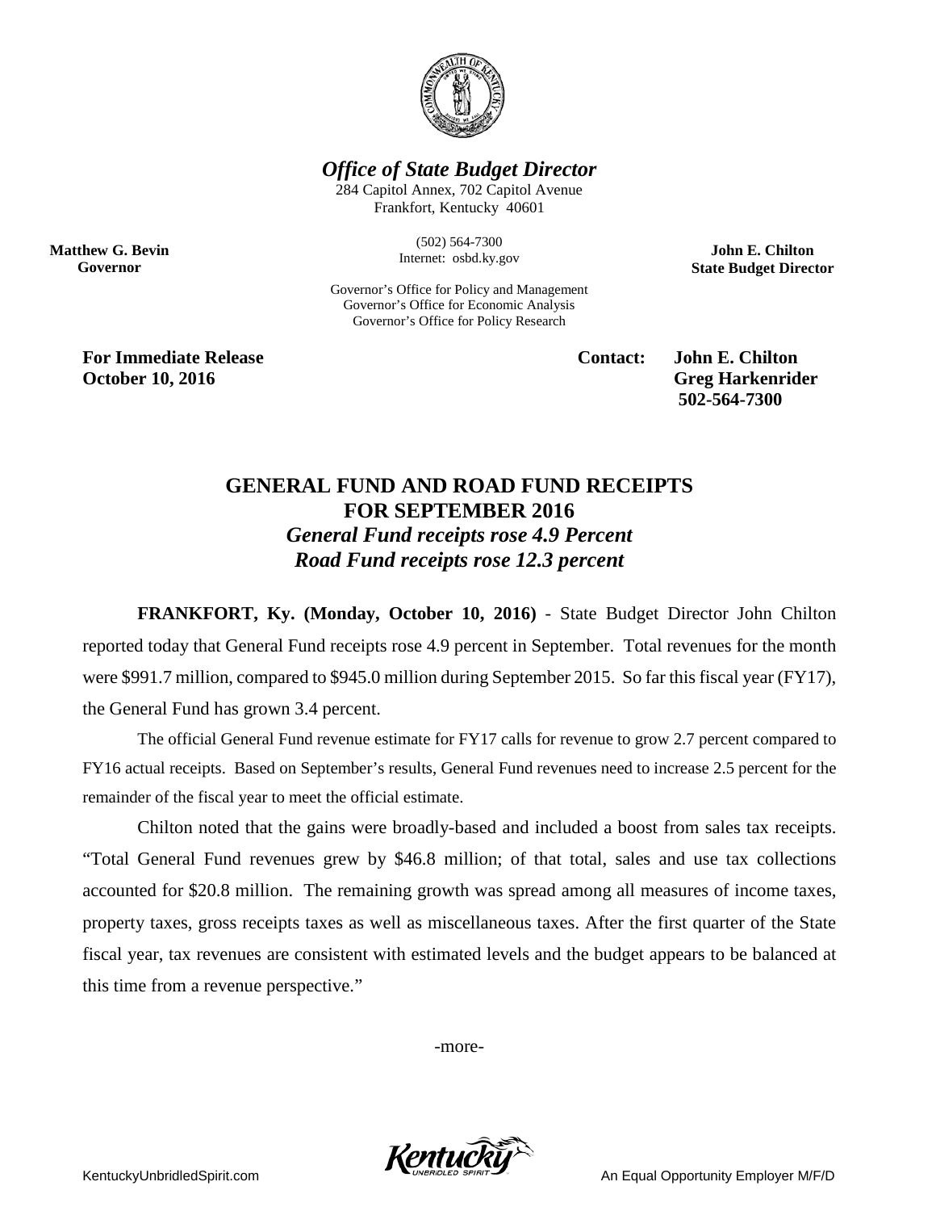***Office of State Budget Director***

284 Capitol Annex, 702 Capitol Avenue
Frankfort, Kentucky 40601

(502) 564-7300
Internet: osbd.ky.gov

Governor's Office for Policy and Management
Governor's Office for Economic Analysis
Governor's Office for Policy Research

**Matthew G. Bevin**
**Governor**

**John E. Chilton**
**State Budget Director**

**For Immediate Release**
**October 10, 2016**

**Contact: John E. Chilton**
**Greg Harkenrider**
**502-564-7300**

# GENERAL FUND AND ROAD FUND RECEIPTS FOR SEPTEMBER 2016

### *General Fund receipts rose 4.9 Percent*
### *Road Fund receipts rose 12.3 percent*

**FRANKFORT, Ky. (Monday, October 10, 2016)** - State Budget Director John Chilton reported today that General Fund receipts rose 4.9 percent in September. Total revenues for the month were $991.7 million, compared to $945.0 million during September 2015. So far this fiscal year (FY17), the General Fund has grown 3.4 percent.

The official General Fund revenue estimate for FY17 calls for revenue to grow 2.7 percent compared to FY16 actual receipts. Based on September's results, General Fund revenues need to increase 2.5 percent for the remainder of the fiscal year to meet the official estimate.

Chilton noted that the gains were broadly-based and included a boost from sales tax receipts. "Total General Fund revenues grew by $46.8 million; of that total, sales and use tax collections accounted for $20.8 million. The remaining growth was spread among all measures of income taxes, property taxes, gross receipts taxes as well as miscellaneous taxes. After the first quarter of the State fiscal year, tax revenues are consistent with estimated levels and the budget appears to be balanced at this time from a revenue perspective."

-more-

KentuckyUnbridledSpirit.com

An Equal Opportunity Employer M/F/D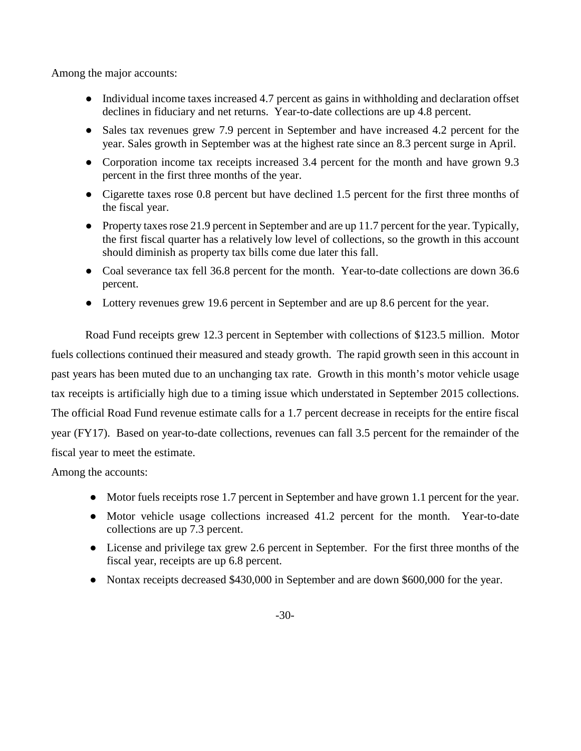Among the major accounts:

- Individual income taxes increased 4.7 percent as gains in withholding and declaration offset declines in fiduciary and net returns. Year-to-date collections are up 4.8 percent.
- Sales tax revenues grew 7.9 percent in September and have increased 4.2 percent for the year. Sales growth in September was at the highest rate since an 8.3 percent surge in April.
- Corporation income tax receipts increased 3.4 percent for the month and have grown 9.3 percent in the first three months of the year.
- Cigarette taxes rose 0.8 percent but have declined 1.5 percent for the first three months of the fiscal year.
- Property taxes rose 21.9 percent in September and are up 11.7 percent for the year. Typically, the first fiscal quarter has a relatively low level of collections, so the growth in this account should diminish as property tax bills come due later this fall.
- Coal severance tax fell 36.8 percent for the month. Year-to-date collections are down 36.6 percent.
- Lottery revenues grew 19.6 percent in September and are up 8.6 percent for the year.

Road Fund receipts grew 12.3 percent in September with collections of $123.5 million. Motor fuels collections continued their measured and steady growth. The rapid growth seen in this account in past years has been muted due to an unchanging tax rate. Growth in this month's motor vehicle usage tax receipts is artificially high due to a timing issue which understated in September 2015 collections. The official Road Fund revenue estimate calls for a 1.7 percent decrease in receipts for the entire fiscal year (FY17). Based on year-to-date collections, revenues can fall 3.5 percent for the remainder of the fiscal year to meet the estimate.

Among the accounts:

- Motor fuels receipts rose 1.7 percent in September and have grown 1.1 percent for the year.
- Motor vehicle usage collections increased 41.2 percent for the month. Year-to-date collections are up 7.3 percent.
- License and privilege tax grew 2.6 percent in September. For the first three months of the fiscal year, receipts are up 6.8 percent.
- Nontax receipts decreased $430,000 in September and are down $600,000 for the year.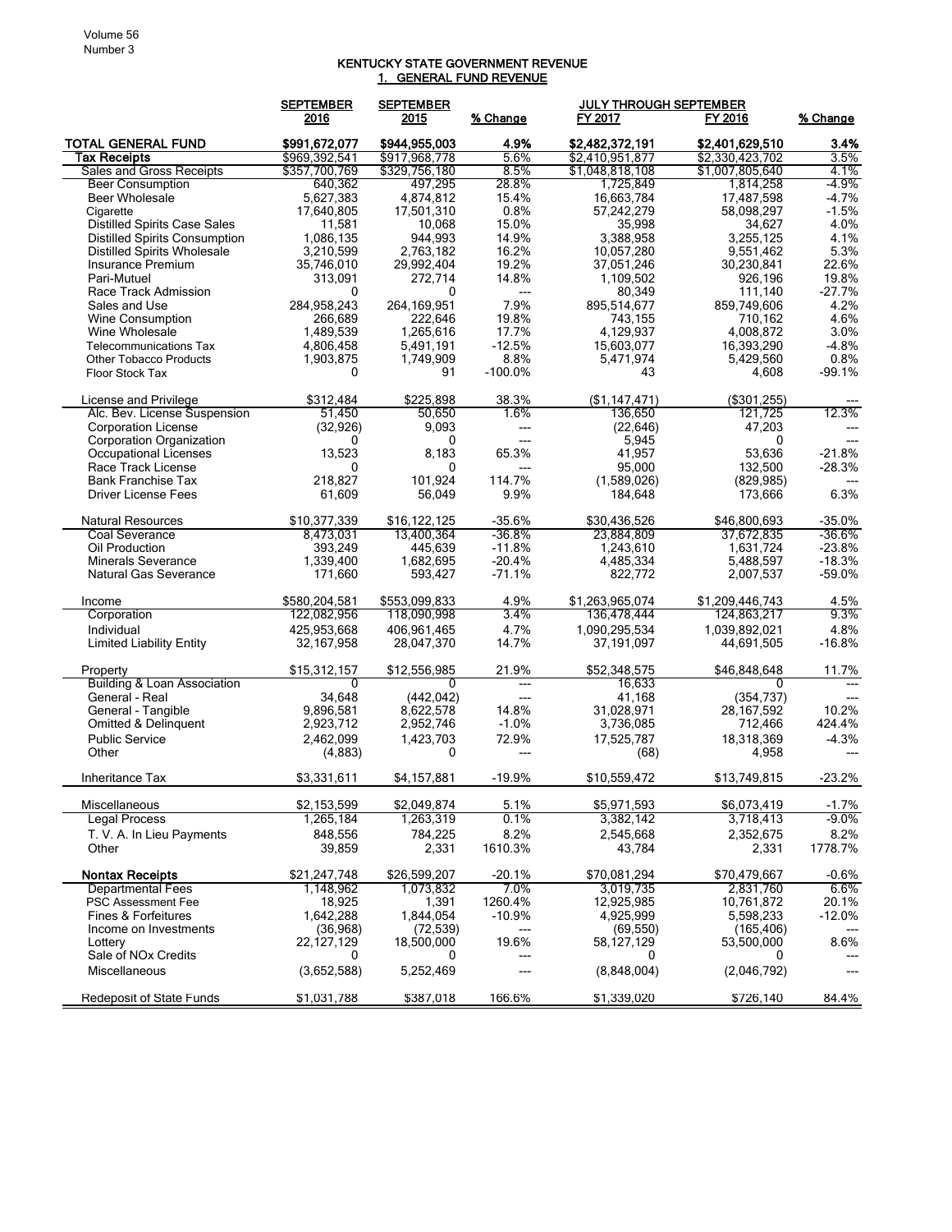# KENTUCKY STATE GOVERNMENT REVENUE

## 1. GENERAL FUND REVENUE

| | SEPTEMBER 2016 | SEPTEMBER 2015 | % Change | JULY THROUGH SEPTEMBER FY 2017 | FY 2016 | % Change |
|---|---|---|---|---|---|---|
| **TOTAL GENERAL FUND** | **$991,672,077** | **$944,955,003** | **4.9%** | **$2,482,372,191** | **$2,401,629,510** | **3.4%** |
| **Tax Receipts** | $969,392,541 | $917,968,778 | 5.6% | $2,410,951,877 | $2,330,423,702 | 3.5% |
| Sales and Gross Receipts | $357,700,769 | $329,756,180 | 8.5% | $1,048,818,108 | $1,007,805,640 | 4.1% |
| Beer Consumption | 640,362 | 497,295 | 28.8% | 1,725,849 | 1,814,258 | -4.9% |
| Beer Wholesale | 5,627,383 | 4,874,812 | 15.4% | 16,663,784 | 17,487,598 | -4.7% |
| Cigarette | 17,640,805 | 17,501,310 | 0.8% | 57,242,279 | 58,098,297 | -1.5% |
| Distilled Spirits Case Sales | 11,581 | 10,068 | 15.0% | 35,998 | 34,627 | 4.0% |
| Distilled Spirits Consumption | 1,086,135 | 944,993 | 14.9% | 3,388,958 | 3,255,125 | 4.1% |
| Distilled Spirits Wholesale | 3,210,599 | 2,763,182 | 16.2% | 10,057,280 | 9,551,462 | 5.3% |
| Insurance Premium | 35,746,010 | 29,992,404 | 19.2% | 37,051,246 | 30,230,841 | 22.6% |
| Pari-Mutuel | 313,091 | 272,714 | 14.8% | 1,109,502 | 926,196 | 19.8% |
| Race Track Admission | 0 | 0 | --- | 80,349 | 111,140 | -27.7% |
| Sales and Use | 284,958,243 | 264,169,951 | 7.9% | 895,514,677 | 859,749,606 | 4.2% |
| Wine Consumption | 266,689 | 222,646 | 19.8% | 743,155 | 710,162 | 4.6% |
| Wine Wholesale | 1,489,539 | 1,265,616 | 17.7% | 4,129,937 | 4,008,872 | 3.0% |
| Telecommunications Tax | 4,806,458 | 5,491,191 | -12.5% | 15,603,077 | 16,393,290 | -4.8% |
| Other Tobacco Products | 1,903,875 | 1,749,909 | 8.8% | 5,471,974 | 5,429,560 | 0.8% |
| Floor Stock Tax | 0 | 91 | -100.0% | 43 | 4,608 | -99.1% |
| | | | | | | |
| License and Privilege | $312,484 | $225,898 | 38.3% | ($1,147,471) | ($301,255) | --- |
| Alc. Bev. License Suspension | 51,450 | 50,650 | 1.6% | 136,650 | 121,725 | 12.3% |
| Corporation License | (32,926) | 9,093 | --- | (22,646) | 47,203 | --- |
| Corporation Organization | 0 | 0 | --- | 5,945 | 0 | --- |
| Occupational Licenses | 13,523 | 8,183 | 65.3% | 41,957 | 53,636 | -21.8% |
| Race Track License | 0 | 0 | --- | 95,000 | 132,500 | -28.3% |
| Bank Franchise Tax | 218,827 | 101,924 | 114.7% | (1,589,026) | (829,985) | --- |
| Driver License Fees | 61,609 | 56,049 | 9.9% | 184,648 | 173,666 | 6.3% |
| | | | | | | |
| Natural Resources | $10,377,339 | $16,122,125 | -35.6% | $30,436,526 | $46,800,693 | -35.0% |
| Coal Severance | 8,473,031 | 13,400,364 | -36.8% | 23,884,809 | 37,672,835 | -36.6% |
| Oil Production | 393,249 | 445,639 | -11.8% | 1,243,610 | 1,631,724 | -23.8% |
| Minerals Severance | 1,339,400 | 1,682,695 | -20.4% | 4,485,334 | 5,488,597 | -18.3% |
| Natural Gas Severance | 171,660 | 593,427 | -71.1% | 822,772 | 2,007,537 | -59.0% |
| | | | | | | |
| Income | $580,204,581 | $553,099,833 | 4.9% | $1,263,965,074 | $1,209,446,743 | 4.5% |
| Corporation | 122,082,956 | 118,090,998 | 3.4% | 136,478,444 | 124,863,217 | 9.3% |
| Individual | 425,953,668 | 406,961,465 | 4.7% | 1,090,295,534 | 1,039,892,021 | 4.8% |
| Limited Liability Entity | 32,167,958 | 28,047,370 | 14.7% | 37,191,097 | 44,691,505 | -16.8% |
| | | | | | | |
| Property | $15,312,157 | $12,556,985 | 21.9% | $52,348,575 | $46,848,648 | 11.7% |
| Building & Loan Association | 0 | 0 | --- | 16,633 | 0 | --- |
| General - Real | 34,648 | (442,042) | --- | 41,168 | (354,737) | --- |
| General - Tangible | 9,896,581 | 8,622,578 | 14.8% | 31,028,971 | 28,167,592 | 10.2% |
| Omitted & Delinquent | 2,923,712 | 2,952,746 | -1.0% | 3,736,085 | 712,466 | 424.4% |
| Public Service | 2,462,099 | 1,423,703 | 72.9% | 17,525,787 | 18,318,369 | -4.3% |
| Other | (4,883) | 0 | --- | (68) | 4,958 | --- |
| | | | | | | |
| Inheritance Tax | $3,331,611 | $4,157,881 | -19.9% | $10,559,472 | $13,749,815 | -23.2% |
| | | | | | | |
| Miscellaneous | $2,153,599 | $2,049,874 | 5.1% | $5,971,593 | $6,073,419 | -1.7% |
| Legal Process | 1,265,184 | 1,263,319 | 0.1% | 3,382,142 | 3,718,413 | -9.0% |
| T. V. A. In Lieu Payments | 848,556 | 784,225 | 8.2% | 2,545,668 | 2,352,675 | 8.2% |
| Other | 39,859 | 2,331 | 1610.3% | 43,784 | 2,331 | 1778.7% |
| | | | | | | |
| **Nontax Receipts** | $21,247,748 | $26,599,207 | -20.1% | $70,081,294 | $70,479,667 | -0.6% |
| Departmental Fees | 1,148,962 | 1,073,832 | 7.0% | 3,019,735 | 2,831,760 | 6.6% |
| PSC Assessment Fee | 18,925 | 1,391 | 1260.4% | 12,925,985 | 10,761,872 | 20.1% |
| Fines & Forfeitures | 1,642,288 | 1,844,054 | -10.9% | 4,925,999 | 5,598,233 | -12.0% |
| Income on Investments | (36,968) | (72,539) | --- | (69,550) | (165,406) | --- |
| Lottery | 22,127,129 | 18,500,000 | 19.6% | 58,127,129 | 53,500,000 | 8.6% |
| Sale of NOx Credits | 0 | 0 | --- | 0 | 0 | --- |
| Miscellaneous | (3,652,588) | 5,252,469 | --- | (8,848,004) | (2,046,792) | --- |
| | | | | | | |
| Redeposit of State Funds | $1,031,788 | $387,018 | 166.6% | $1,339,020 | $726,140 | 84.4% |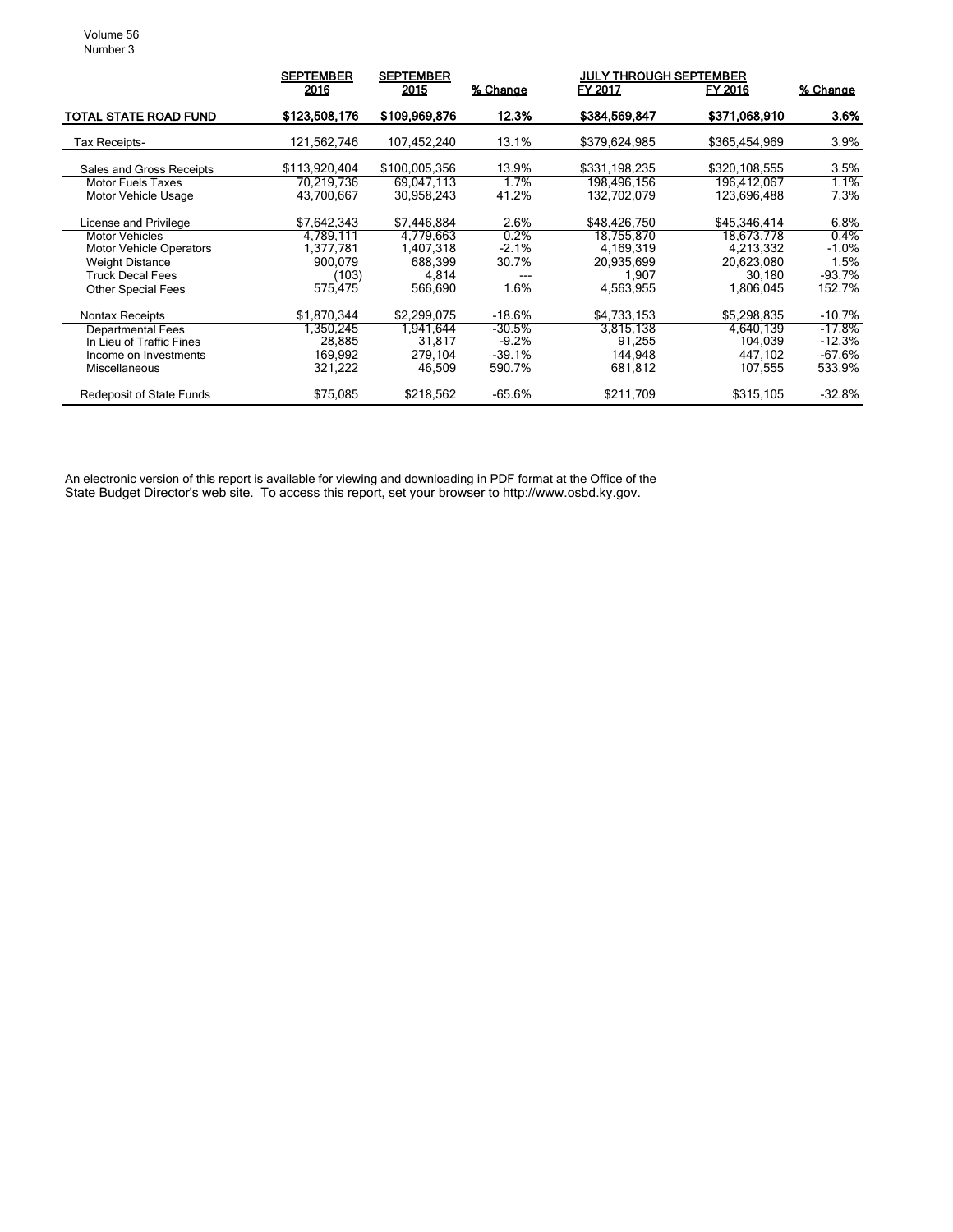| | SEPTEMBER 2016 | SEPTEMBER 2015 | % Change | JULY THROUGH SEPTEMBER FY 2017 | FY 2016 | % Change |
|---|---|---|---|---|---|---|
| **TOTAL STATE ROAD FUND** | **$123,508,176** | **$109,969,876** | **12.3%** | **$384,569,847** | **$371,068,910** | **3.6%** |
| Tax Receipts- | 121,562,746 | 107,452,240 | 13.1% | $379,624,985 | $365,454,969 | 3.9% |
| Sales and Gross Receipts | $113,920,404 | $100,005,356 | 13.9% | $331,198,235 | $320,108,555 | 3.5% |
| Motor Fuels Taxes | 70,219,736 | 69,047,113 | 1.7% | 198,496,156 | 196,412,067 | 1.1% |
| Motor Vehicle Usage | 43,700,667 | 30,958,243 | 41.2% | 132,702,079 | 123,696,488 | 7.3% |
| License and Privilege | $7,642,343 | $7,446,884 | 2.6% | $48,426,750 | $45,346,414 | 6.8% |
| Motor Vehicles | 4,789,111 | 4,779,663 | 0.2% | 18,755,870 | 18,673,778 | 0.4% |
| Motor Vehicle Operators | 1,377,781 | 1,407,318 | -2.1% | 4,169,319 | 4,213,332 | -1.0% |
| Weight Distance | 900,079 | 688,399 | 30.7% | 20,935,699 | 20,623,080 | 1.5% |
| Truck Decal Fees | (103) | 4,814 | --- | 1,907 | 30,180 | -93.7% |
| Other Special Fees | 575,475 | 566,690 | 1.6% | 4,563,955 | 1,806,045 | 152.7% |
| Nontax Receipts | $1,870,344 | $2,299,075 | -18.6% | $4,733,153 | $5,298,835 | -10.7% |
| Departmental Fees | 1,350,245 | 1,941,644 | -30.5% | 3,815,138 | 4,640,139 | -17.8% |
| In Lieu of Traffic Fines | 28,885 | 31,817 | -9.2% | 91,255 | 104,039 | -12.3% |
| Income on Investments | 169,992 | 279,104 | -39.1% | 144,948 | 447,102 | -67.6% |
| Miscellaneous | 321,222 | 46,509 | 590.7% | 681,812 | 107,555 | 533.9% |
| Redeposit of State Funds | $75,085 | $218,562 | -65.6% | $211,709 | $315,105 | -32.8% |

An electronic version of this report is available for viewing and downloading in PDF format at the Office of the State Budget Director's web site. To access this report, set your browser to http://www.osbd.ky.gov.